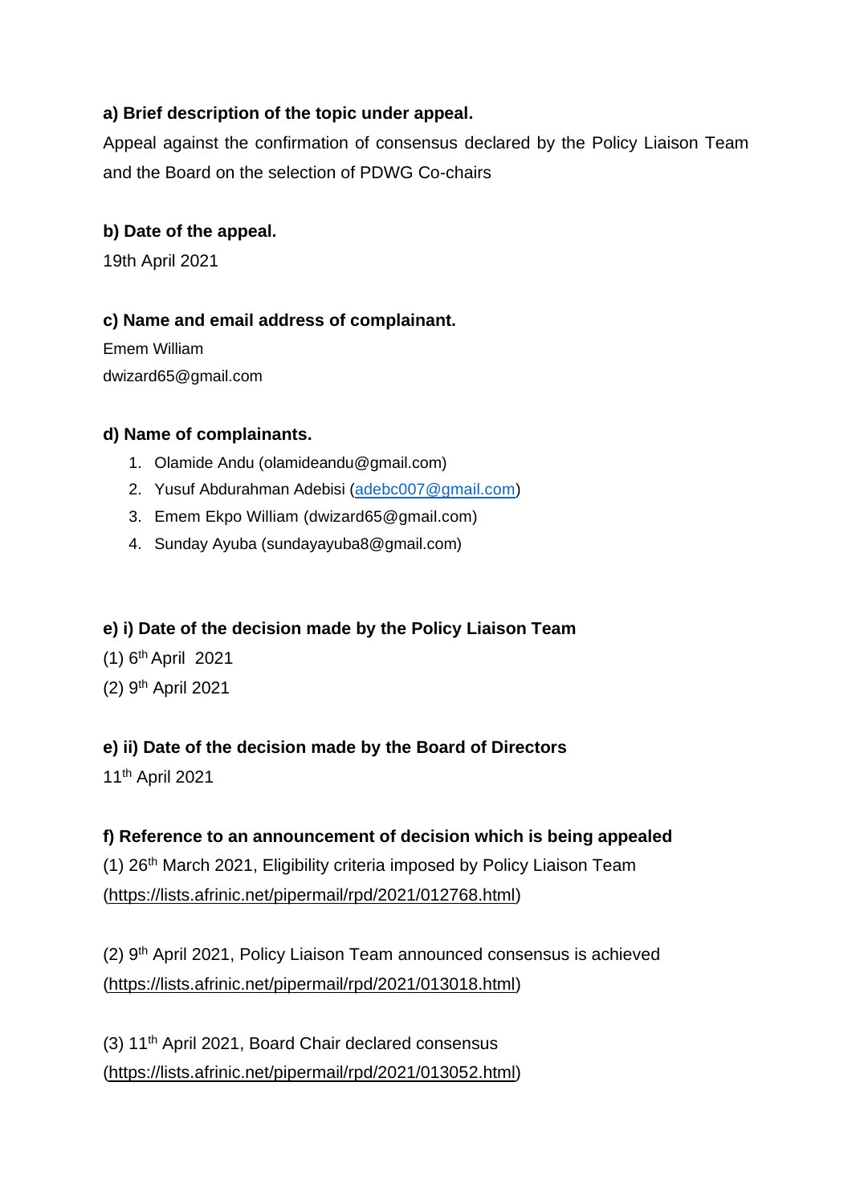**a) Brief description of the topic under appeal.**

Appeal against the confirmation of consensus declared by the Policy Liaison Team and the Board on the selection of PDWG Co-chairs

**b) Date of the appeal.**

19th April 2021

**c) Name and email address of complainant.**

Emem William

dwizard65@gmail.com

**d) Name of complainants.**

1. Olamide Andu (olamideandu@gmail.com)
2. Yusuf Abdurahman Adebisi (adebc007@gmail.com)
3. Emem Ekpo William (dwizard65@gmail.com)
4. Sunday Ayuba (sundayayuba8@gmail.com)

**e) i) Date of the decision made by the Policy Liaison Team**

(1) 6th April 2021

(2) 9th April 2021

**e) ii) Date of the decision made by the Board of Directors**

11th April 2021

**f) Reference to an announcement of decision which is being appealed**

(1) 26th March 2021, Eligibility criteria imposed by Policy Liaison Team (https://lists.afrinic.net/pipermail/rpd/2021/012768.html)

(2) 9th April 2021, Policy Liaison Team announced consensus is achieved (https://lists.afrinic.net/pipermail/rpd/2021/013018.html)

(3) 11th April 2021, Board Chair declared consensus (https://lists.afrinic.net/pipermail/rpd/2021/013052.html)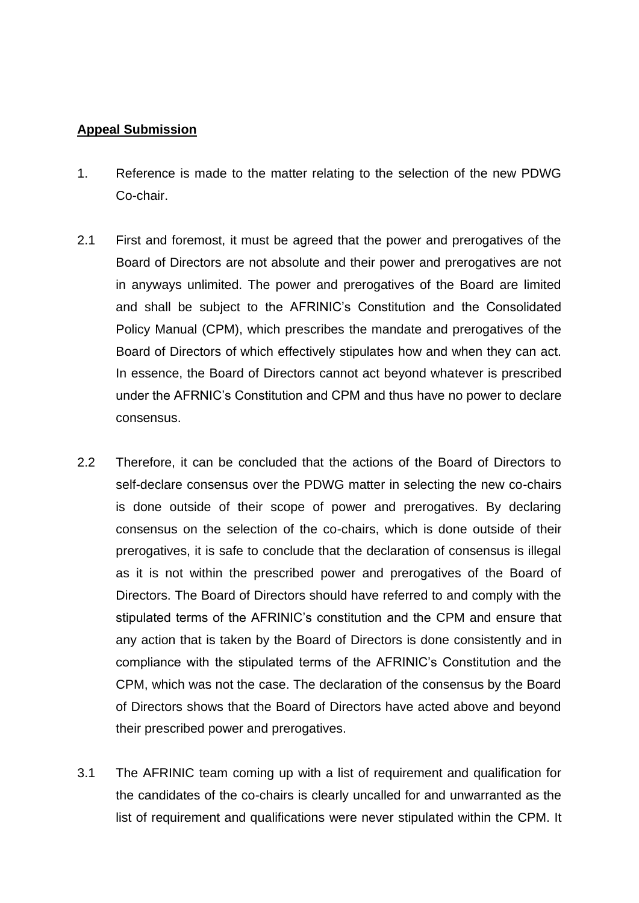**Appeal Submission**

1. Reference is made to the matter relating to the selection of the new PDWG Co-chair.

2.1 First and foremost, it must be agreed that the power and prerogatives of the Board of Directors are not absolute and their power and prerogatives are not in anyways unlimited. The power and prerogatives of the Board are limited and shall be subject to the AFRINIC's Constitution and the Consolidated Policy Manual (CPM), which prescribes the mandate and prerogatives of the Board of Directors of which effectively stipulates how and when they can act. In essence, the Board of Directors cannot act beyond whatever is prescribed under the AFRNIC's Constitution and CPM and thus have no power to declare consensus.

2.2 Therefore, it can be concluded that the actions of the Board of Directors to self-declare consensus over the PDWG matter in selecting the new co-chairs is done outside of their scope of power and prerogatives. By declaring consensus on the selection of the co-chairs, which is done outside of their prerogatives, it is safe to conclude that the declaration of consensus is illegal as it is not within the prescribed power and prerogatives of the Board of Directors. The Board of Directors should have referred to and comply with the stipulated terms of the AFRINIC's constitution and the CPM and ensure that any action that is taken by the Board of Directors is done consistently and in compliance with the stipulated terms of the AFRINIC's Constitution and the CPM, which was not the case. The declaration of the consensus by the Board of Directors shows that the Board of Directors have acted above and beyond their prescribed power and prerogatives.

3.1 The AFRINIC team coming up with a list of requirement and qualification for the candidates of the co-chairs is clearly uncalled for and unwarranted as the list of requirement and qualifications were never stipulated within the CPM. It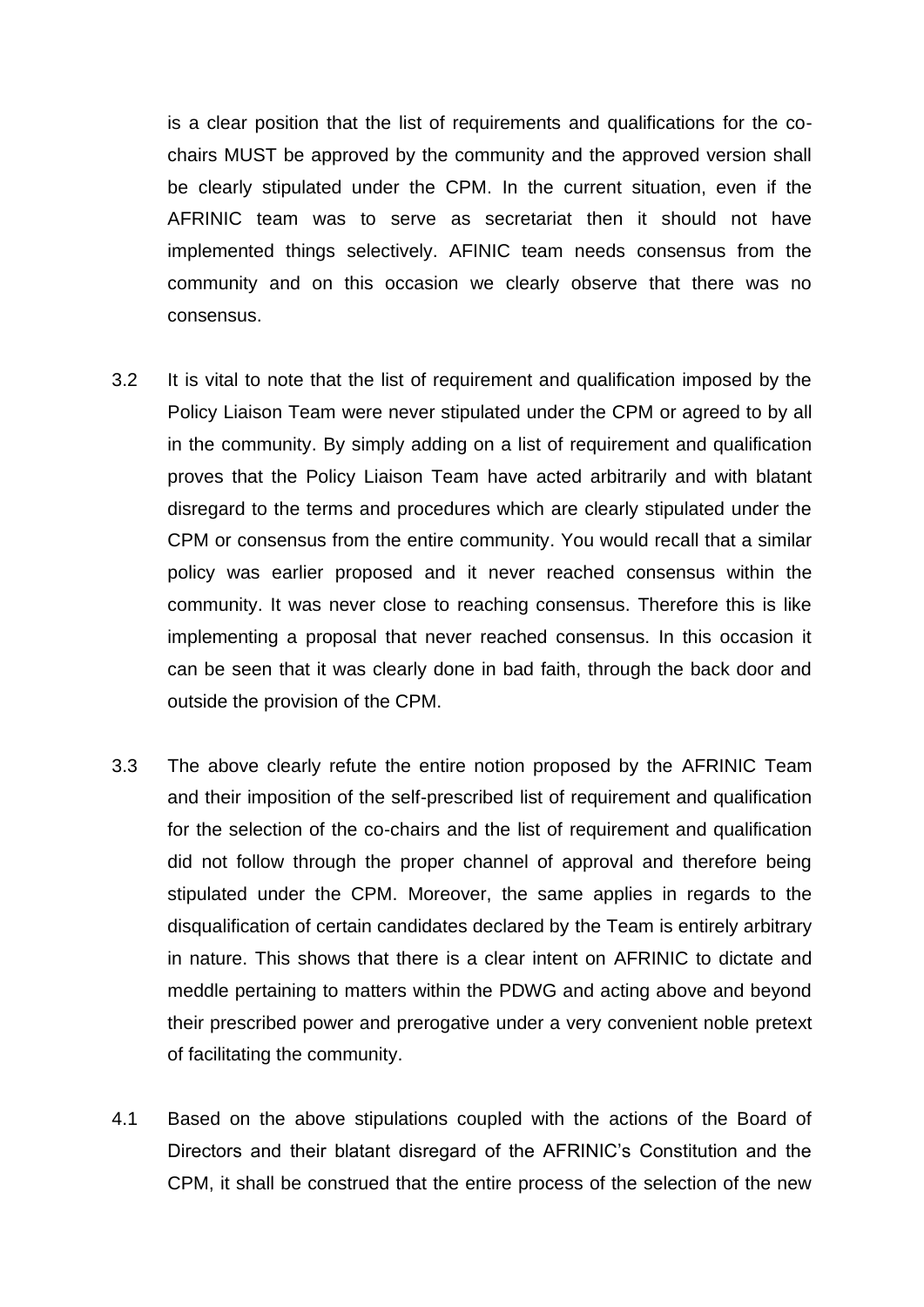is a clear position that the list of requirements and qualifications for the co-chairs MUST be approved by the community and the approved version shall be clearly stipulated under the CPM. In the current situation, even if the AFRINIC team was to serve as secretariat then it should not have implemented things selectively. AFINIC team needs consensus from the community and on this occasion we clearly observe that there was no consensus.

3.2 It is vital to note that the list of requirement and qualification imposed by the Policy Liaison Team were never stipulated under the CPM or agreed to by all in the community. By simply adding on a list of requirement and qualification proves that the Policy Liaison Team have acted arbitrarily and with blatant disregard to the terms and procedures which are clearly stipulated under the CPM or consensus from the entire community. You would recall that a similar policy was earlier proposed and it never reached consensus within the community. It was never close to reaching consensus. Therefore this is like implementing a proposal that never reached consensus. In this occasion it can be seen that it was clearly done in bad faith, through the back door and outside the provision of the CPM.

3.3 The above clearly refute the entire notion proposed by the AFRINIC Team and their imposition of the self-prescribed list of requirement and qualification for the selection of the co-chairs and the list of requirement and qualification did not follow through the proper channel of approval and therefore being stipulated under the CPM. Moreover, the same applies in regards to the disqualification of certain candidates declared by the Team is entirely arbitrary in nature. This shows that there is a clear intent on AFRINIC to dictate and meddle pertaining to matters within the PDWG and acting above and beyond their prescribed power and prerogative under a very convenient noble pretext of facilitating the community.

4.1 Based on the above stipulations coupled with the actions of the Board of Directors and their blatant disregard of the AFRINIC's Constitution and the CPM, it shall be construed that the entire process of the selection of the new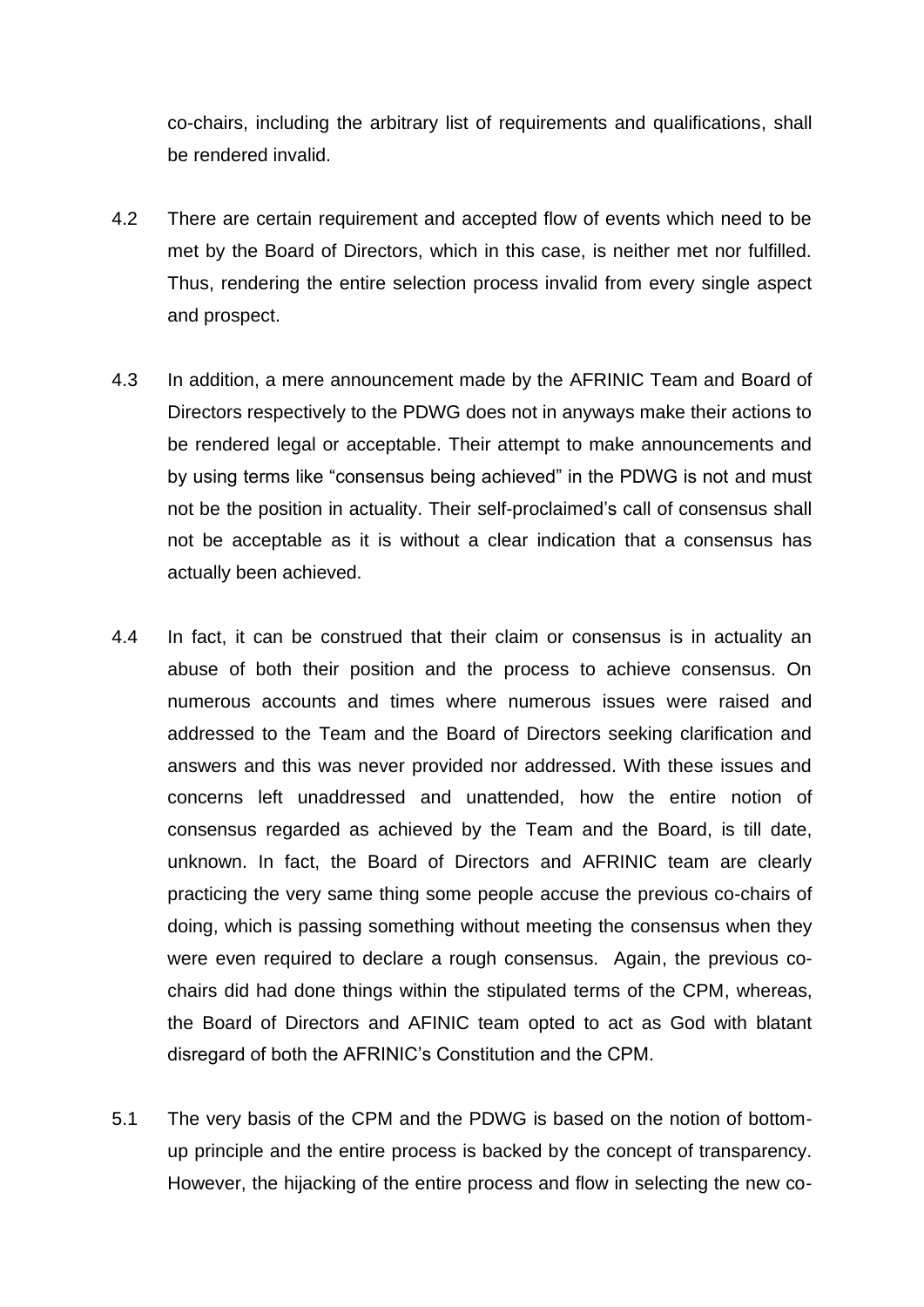co-chairs, including the arbitrary list of requirements and qualifications, shall be rendered invalid.

4.2 There are certain requirement and accepted flow of events which need to be met by the Board of Directors, which in this case, is neither met nor fulfilled. Thus, rendering the entire selection process invalid from every single aspect and prospect.

4.3 In addition, a mere announcement made by the AFRINIC Team and Board of Directors respectively to the PDWG does not in anyways make their actions to be rendered legal or acceptable. Their attempt to make announcements and by using terms like "consensus being achieved" in the PDWG is not and must not be the position in actuality. Their self-proclaimed's call of consensus shall not be acceptable as it is without a clear indication that a consensus has actually been achieved.

4.4 In fact, it can be construed that their claim or consensus is in actuality an abuse of both their position and the process to achieve consensus. On numerous accounts and times where numerous issues were raised and addressed to the Team and the Board of Directors seeking clarification and answers and this was never provided nor addressed. With these issues and concerns left unaddressed and unattended, how the entire notion of consensus regarded as achieved by the Team and the Board, is till date, unknown. In fact, the Board of Directors and AFRINIC team are clearly practicing the very same thing some people accuse the previous co-chairs of doing, which is passing something without meeting the consensus when they were even required to declare a rough consensus. Again, the previous co-chairs did had done things within the stipulated terms of the CPM, whereas, the Board of Directors and AFINIC team opted to act as God with blatant disregard of both the AFRINIC's Constitution and the CPM.

5.1 The very basis of the CPM and the PDWG is based on the notion of bottom-up principle and the entire process is backed by the concept of transparency. However, the hijacking of the entire process and flow in selecting the new co-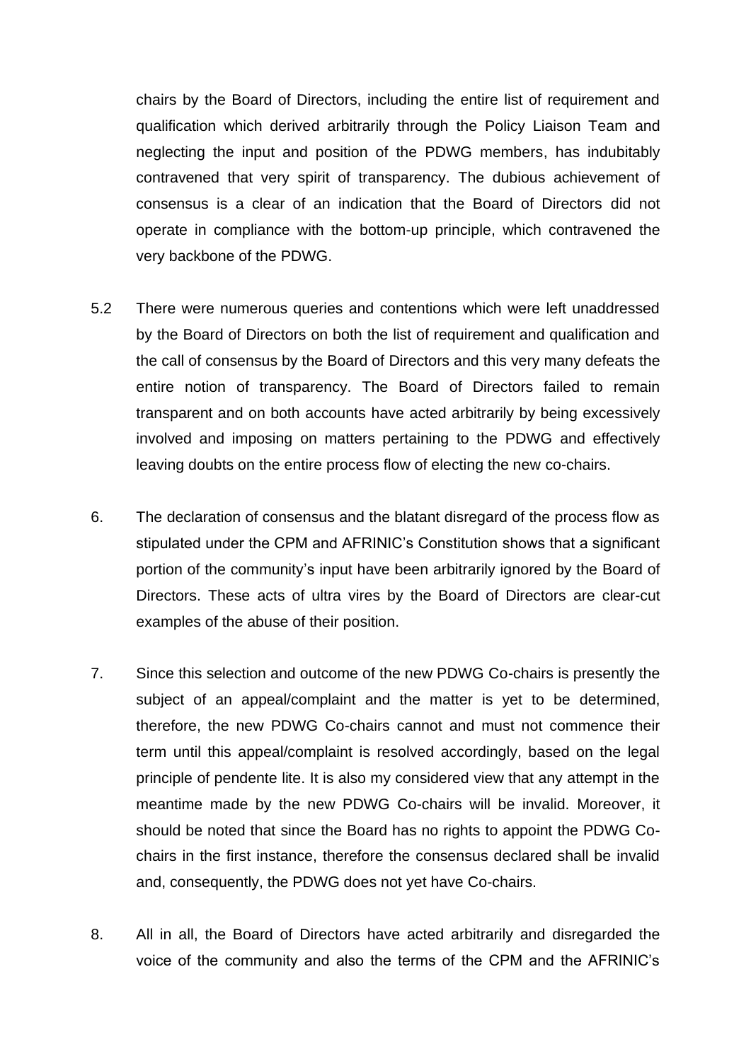chairs by the Board of Directors, including the entire list of requirement and qualification which derived arbitrarily through the Policy Liaison Team and neglecting the input and position of the PDWG members, has indubitably contravened that very spirit of transparency. The dubious achievement of consensus is a clear of an indication that the Board of Directors did not operate in compliance with the bottom-up principle, which contravened the very backbone of the PDWG.

5.2 There were numerous queries and contentions which were left unaddressed by the Board of Directors on both the list of requirement and qualification and the call of consensus by the Board of Directors and this very many defeats the entire notion of transparency. The Board of Directors failed to remain transparent and on both accounts have acted arbitrarily by being excessively involved and imposing on matters pertaining to the PDWG and effectively leaving doubts on the entire process flow of electing the new co-chairs.

6. The declaration of consensus and the blatant disregard of the process flow as stipulated under the CPM and AFRINIC's Constitution shows that a significant portion of the community's input have been arbitrarily ignored by the Board of Directors. These acts of ultra vires by the Board of Directors are clear-cut examples of the abuse of their position.

7. Since this selection and outcome of the new PDWG Co-chairs is presently the subject of an appeal/complaint and the matter is yet to be determined, therefore, the new PDWG Co-chairs cannot and must not commence their term until this appeal/complaint is resolved accordingly, based on the legal principle of pendente lite. It is also my considered view that any attempt in the meantime made by the new PDWG Co-chairs will be invalid. Moreover, it should be noted that since the Board has no rights to appoint the PDWG Co-chairs in the first instance, therefore the consensus declared shall be invalid and, consequently, the PDWG does not yet have Co-chairs.

8. All in all, the Board of Directors have acted arbitrarily and disregarded the voice of the community and also the terms of the CPM and the AFRINIC's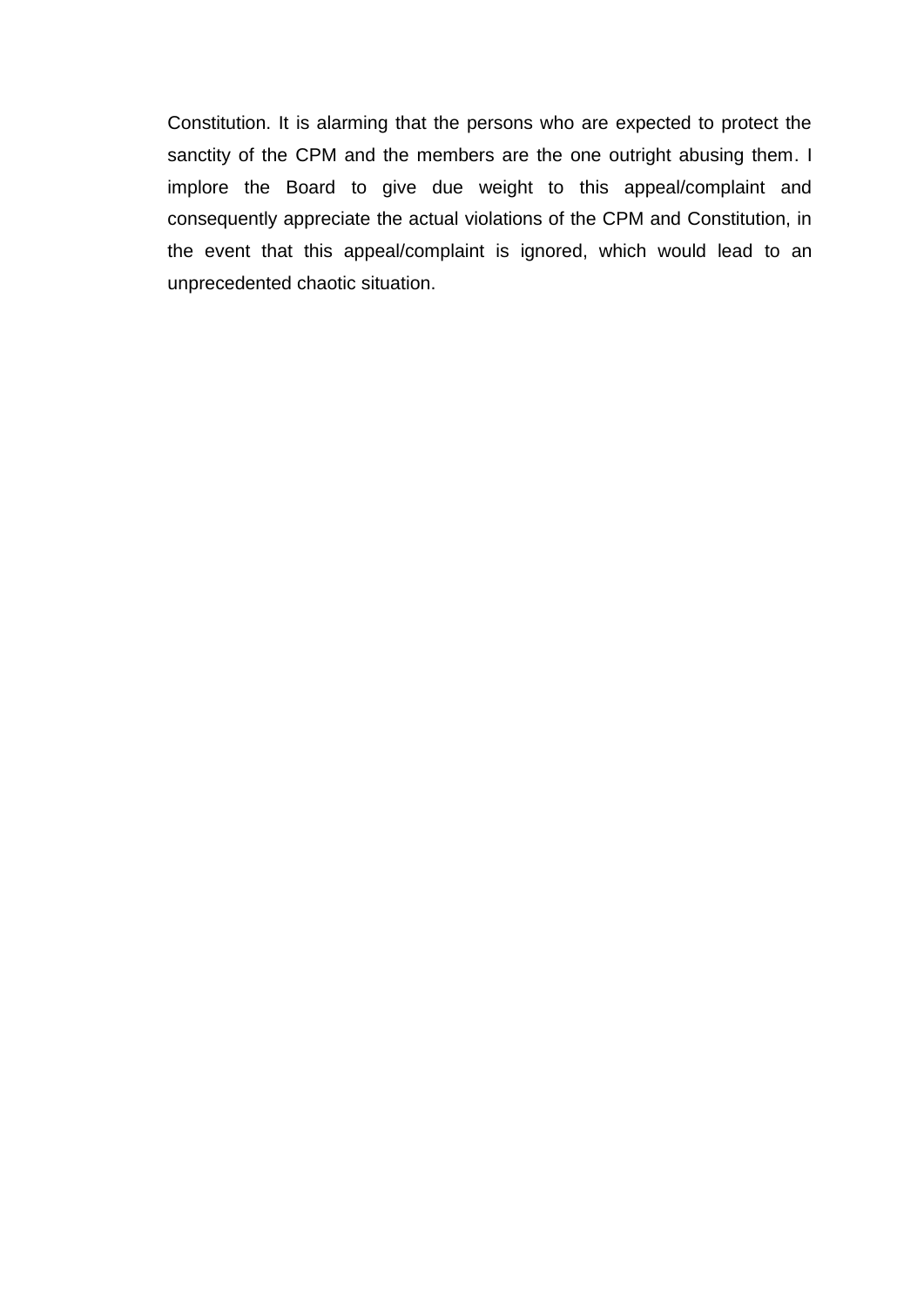Constitution. It is alarming that the persons who are expected to protect the sanctity of the CPM and the members are the one outright abusing them. I implore the Board to give due weight to this appeal/complaint and consequently appreciate the actual violations of the CPM and Constitution, in the event that this appeal/complaint is ignored, which would lead to an unprecedented chaotic situation.